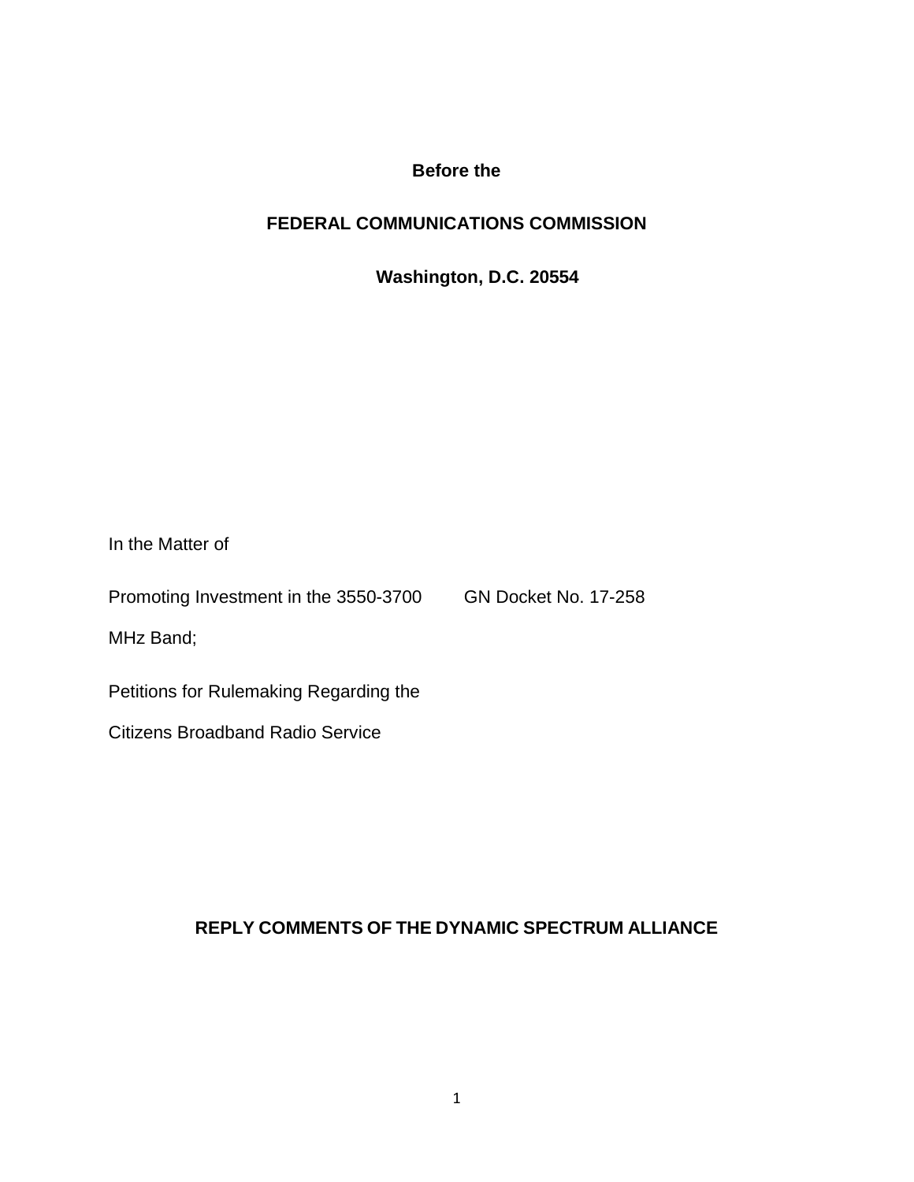**Before the**

**FEDERAL COMMUNICATIONS COMMISSION**

**Washington, D.C. 20554**

In the Matter of

| | |
|---|---|
| Promoting Investment in the 3550-3700 MHz Band; | GN Docket No. 17-258 |
| Petitions for Rulemaking Regarding the Citizens Broadband Radio Service | |

**REPLY COMMENTS OF THE DYNAMIC SPECTRUM ALLIANCE**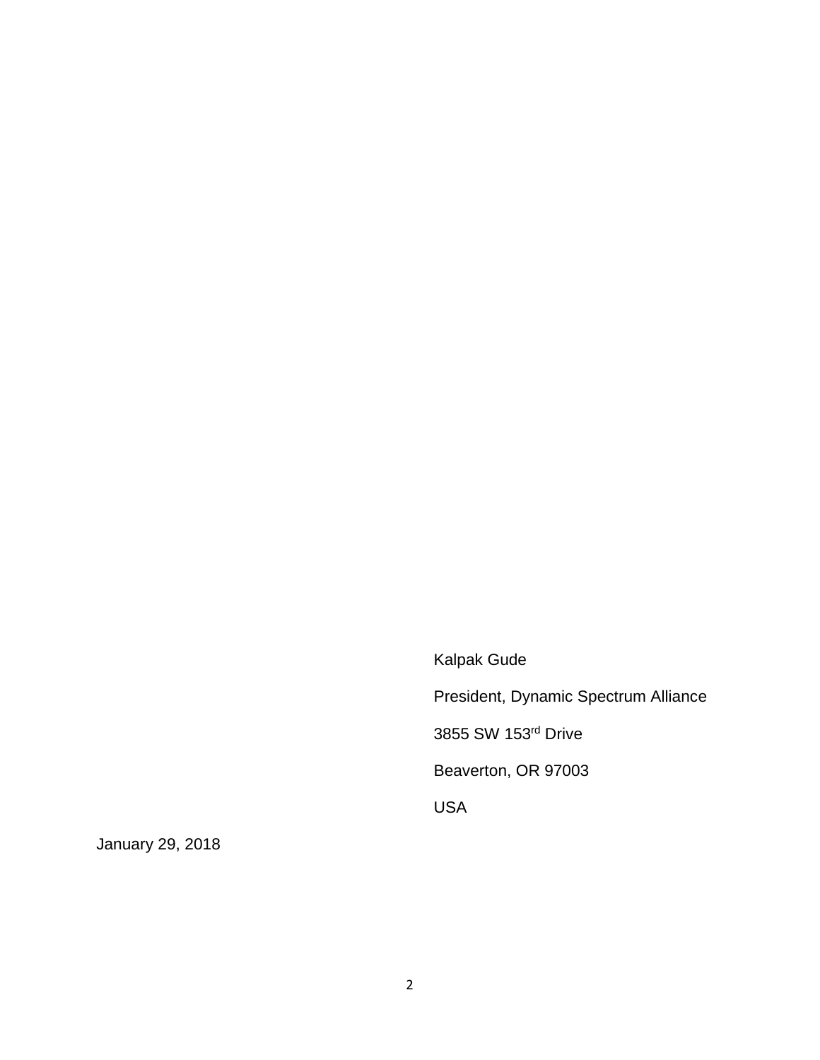Kalpak Gude

President, Dynamic Spectrum Alliance

3855 SW 153rd Drive

Beaverton, OR 97003

USA

January 29, 2018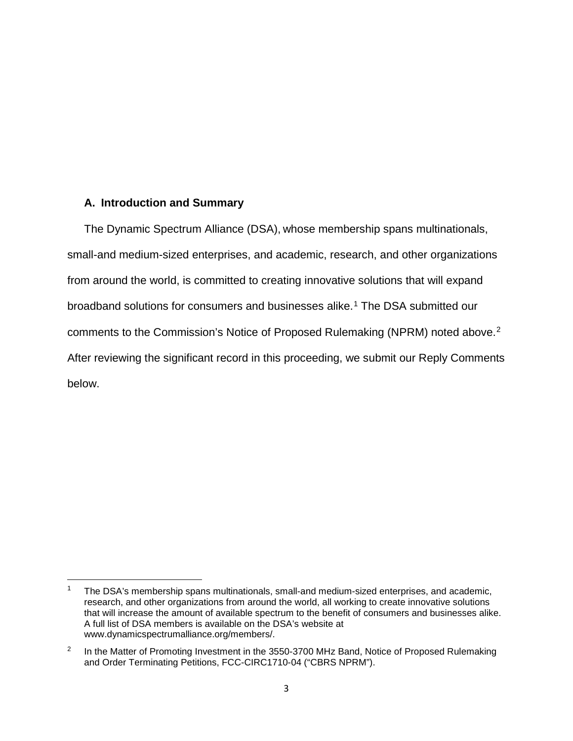## A. Introduction and Summary

The Dynamic Spectrum Alliance (DSA), whose membership spans multinationals, small-and medium-sized enterprises, and academic, research, and other organizations from around the world, is committed to creating innovative solutions that will expand broadband solutions for consumers and businesses alike.[1] The DSA submitted our comments to the Commission's Notice of Proposed Rulemaking (NPRM) noted above.[2] After reviewing the significant record in this proceeding, we submit our Reply Comments below.

---

[1] The DSA's membership spans multinationals, small-and medium-sized enterprises, and academic, research, and other organizations from around the world, all working to create innovative solutions that will increase the amount of available spectrum to the benefit of consumers and businesses alike. A full list of DSA members is available on the DSA's website at www.dynamicspectrumalliance.org/members/.

[2] In the Matter of Promoting Investment in the 3550-3700 MHz Band, Notice of Proposed Rulemaking and Order Terminating Petitions, FCC-CIRC1710-04 ("CBRS NPRM").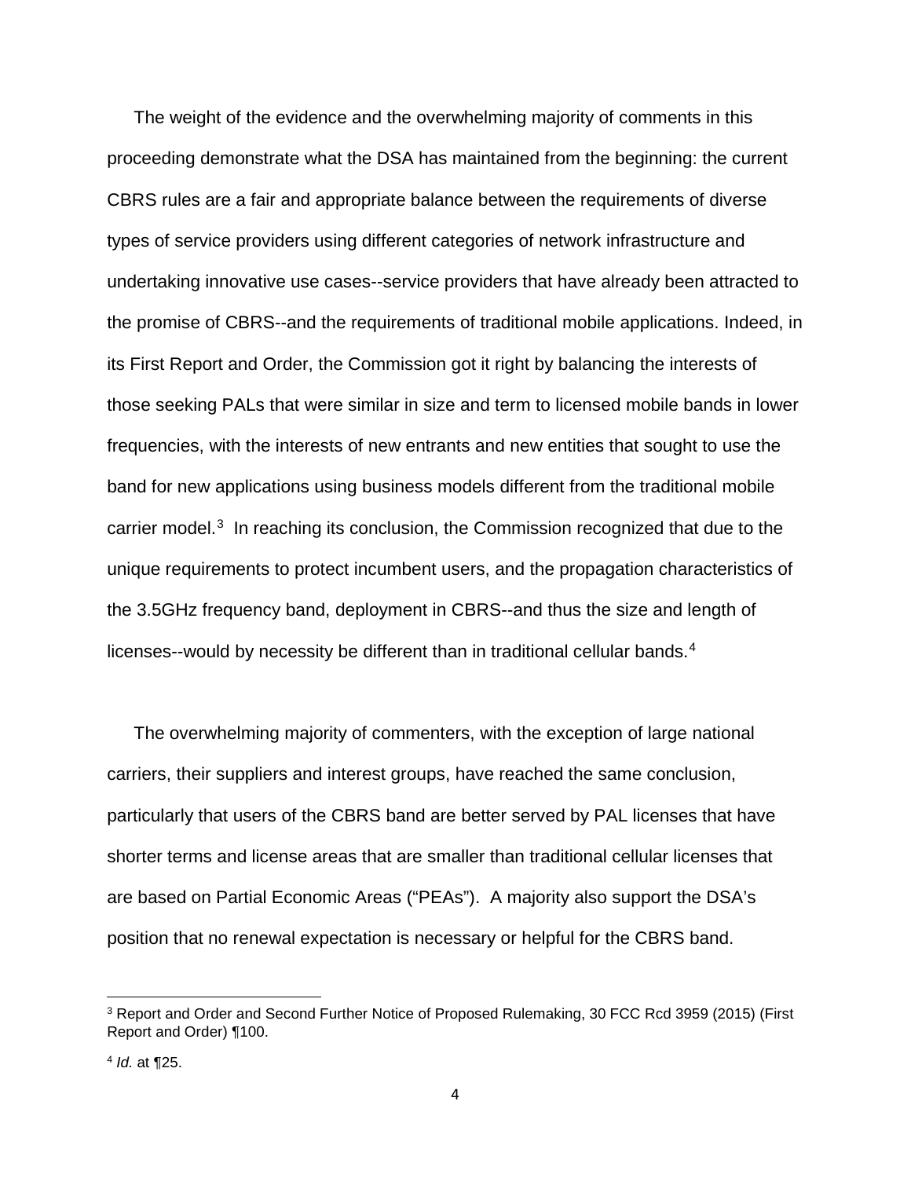The weight of the evidence and the overwhelming majority of comments in this proceeding demonstrate what the DSA has maintained from the beginning: the current CBRS rules are a fair and appropriate balance between the requirements of diverse types of service providers using different categories of network infrastructure and undertaking innovative use cases--service providers that have already been attracted to the promise of CBRS--and the requirements of traditional mobile applications. Indeed, in its First Report and Order, the Commission got it right by balancing the interests of those seeking PALs that were similar in size and term to licensed mobile bands in lower frequencies, with the interests of new entrants and new entities that sought to use the band for new applications using business models different from the traditional mobile carrier model.[3] In reaching its conclusion, the Commission recognized that due to the unique requirements to protect incumbent users, and the propagation characteristics of the 3.5GHz frequency band, deployment in CBRS--and thus the size and length of licenses--would by necessity be different than in traditional cellular bands.[4]

The overwhelming majority of commenters, with the exception of large national carriers, their suppliers and interest groups, have reached the same conclusion, particularly that users of the CBRS band are better served by PAL licenses that have shorter terms and license areas that are smaller than traditional cellular licenses that are based on Partial Economic Areas ("PEAs"). A majority also support the DSA's position that no renewal expectation is necessary or helpful for the CBRS band.

[3] Report and Order and Second Further Notice of Proposed Rulemaking, 30 FCC Rcd 3959 (2015) (First Report and Order) ¶100.

[4] *Id.* at ¶25.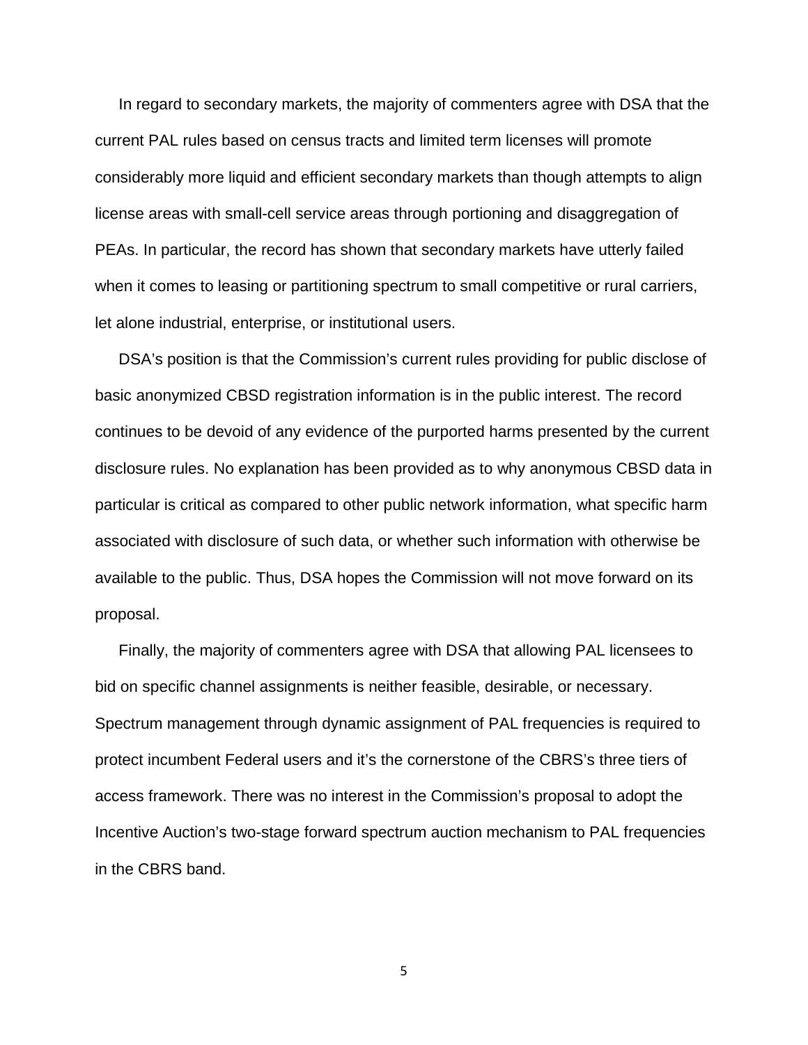In regard to secondary markets, the majority of commenters agree with DSA that the current PAL rules based on census tracts and limited term licenses will promote considerably more liquid and efficient secondary markets than though attempts to align license areas with small-cell service areas through portioning and disaggregation of PEAs. In particular, the record has shown that secondary markets have utterly failed when it comes to leasing or partitioning spectrum to small competitive or rural carriers, let alone industrial, enterprise, or institutional users.

DSA's position is that the Commission's current rules providing for public disclose of basic anonymized CBSD registration information is in the public interest. The record continues to be devoid of any evidence of the purported harms presented by the current disclosure rules. No explanation has been provided as to why anonymous CBSD data in particular is critical as compared to other public network information, what specific harm associated with disclosure of such data, or whether such information with otherwise be available to the public. Thus, DSA hopes the Commission will not move forward on its proposal.

Finally, the majority of commenters agree with DSA that allowing PAL licensees to bid on specific channel assignments is neither feasible, desirable, or necessary. Spectrum management through dynamic assignment of PAL frequencies is required to protect incumbent Federal users and it's the cornerstone of the CBRS's three tiers of access framework. There was no interest in the Commission's proposal to adopt the Incentive Auction's two-stage forward spectrum auction mechanism to PAL frequencies in the CBRS band.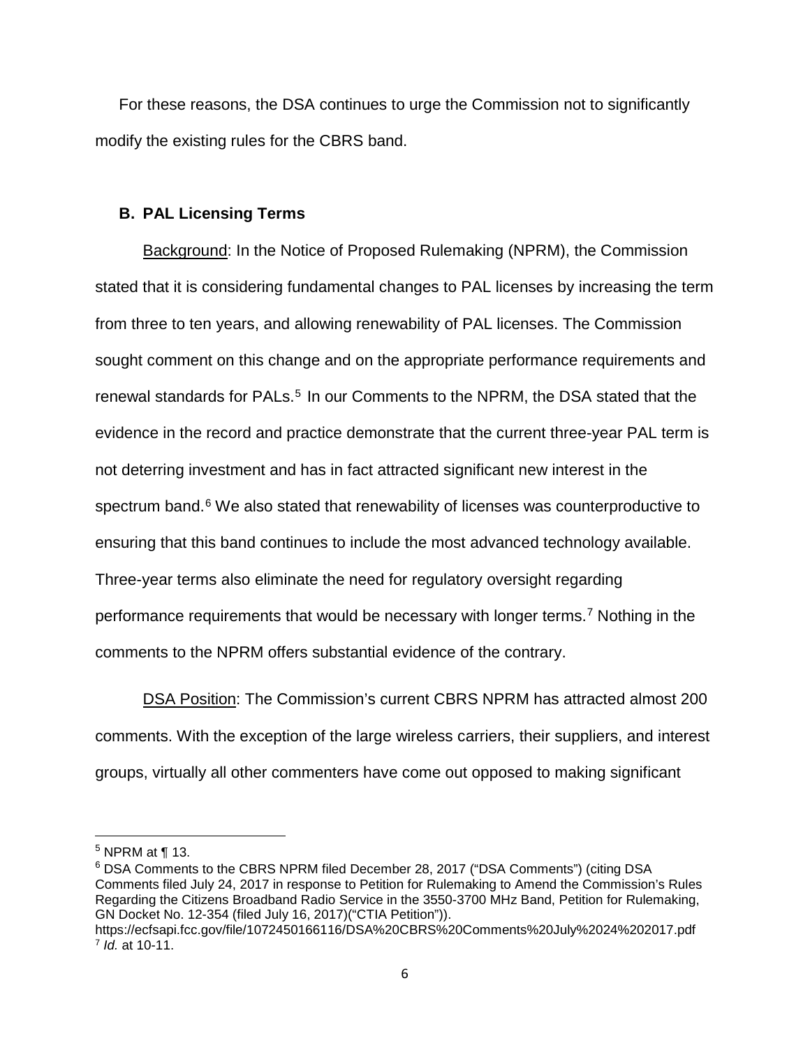For these reasons, the DSA continues to urge the Commission not to significantly modify the existing rules for the CBRS band.

### B. PAL Licensing Terms

Background: In the Notice of Proposed Rulemaking (NPRM), the Commission stated that it is considering fundamental changes to PAL licenses by increasing the term from three to ten years, and allowing renewability of PAL licenses. The Commission sought comment on this change and on the appropriate performance requirements and renewal standards for PALs.[5] In our Comments to the NPRM, the DSA stated that the evidence in the record and practice demonstrate that the current three-year PAL term is not deterring investment and has in fact attracted significant new interest in the spectrum band.[6] We also stated that renewability of licenses was counterproductive to ensuring that this band continues to include the most advanced technology available. Three-year terms also eliminate the need for regulatory oversight regarding performance requirements that would be necessary with longer terms.[7] Nothing in the comments to the NPRM offers substantial evidence of the contrary.

DSA Position: The Commission's current CBRS NPRM has attracted almost 200 comments. With the exception of the large wireless carriers, their suppliers, and interest groups, virtually all other commenters have come out opposed to making significant

---

[5] NPRM at ¶ 13.

[6] DSA Comments to the CBRS NPRM filed December 28, 2017 ("DSA Comments") (citing DSA Comments filed July 24, 2017 in response to Petition for Rulemaking to Amend the Commission's Rules Regarding the Citizens Broadband Radio Service in the 3550-3700 MHz Band, Petition for Rulemaking, GN Docket No. 12-354 (filed July 16, 2017)("CTIA Petition")). https://ecfsapi.fcc.gov/file/1072450166116/DSA%20CBRS%20Comments%20July%2024%202017.pdf

[7] *Id.* at 10-11.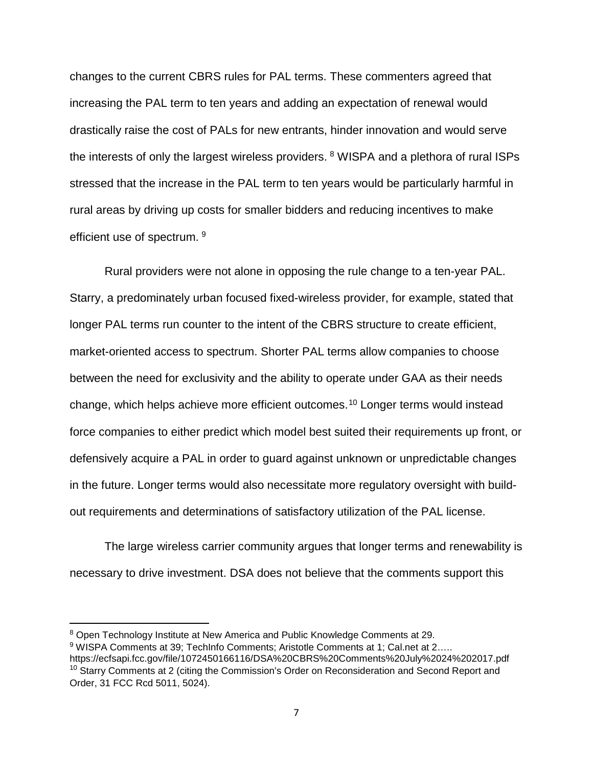changes to the current CBRS rules for PAL terms. These commenters agreed that increasing the PAL term to ten years and adding an expectation of renewal would drastically raise the cost of PALs for new entrants, hinder innovation and would serve the interests of only the largest wireless providers. [8] WISPA and a plethora of rural ISPs stressed that the increase in the PAL term to ten years would be particularly harmful in rural areas by driving up costs for smaller bidders and reducing incentives to make efficient use of spectrum. [9]

Rural providers were not alone in opposing the rule change to a ten-year PAL. Starry, a predominately urban focused fixed-wireless provider, for example, stated that longer PAL terms run counter to the intent of the CBRS structure to create efficient, market-oriented access to spectrum. Shorter PAL terms allow companies to choose between the need for exclusivity and the ability to operate under GAA as their needs change, which helps achieve more efficient outcomes.[10] Longer terms would instead force companies to either predict which model best suited their requirements up front, or defensively acquire a PAL in order to guard against unknown or unpredictable changes in the future. Longer terms would also necessitate more regulatory oversight with build-out requirements and determinations of satisfactory utilization of the PAL license.

The large wireless carrier community argues that longer terms and renewability is necessary to drive investment. DSA does not believe that the comments support this

---

[8] Open Technology Institute at New America and Public Knowledge Comments at 29.

[9] WISPA Comments at 39; TechInfo Comments; Aristotle Comments at 1; Cal.net at 2…..
https://ecfsapi.fcc.gov/file/1072450166116/DSA%20CBRS%20Comments%20July%2024%202017.pdf

[10] Starry Comments at 2 (citing the Commission's Order on Reconsideration and Second Report and Order, 31 FCC Rcd 5011, 5024).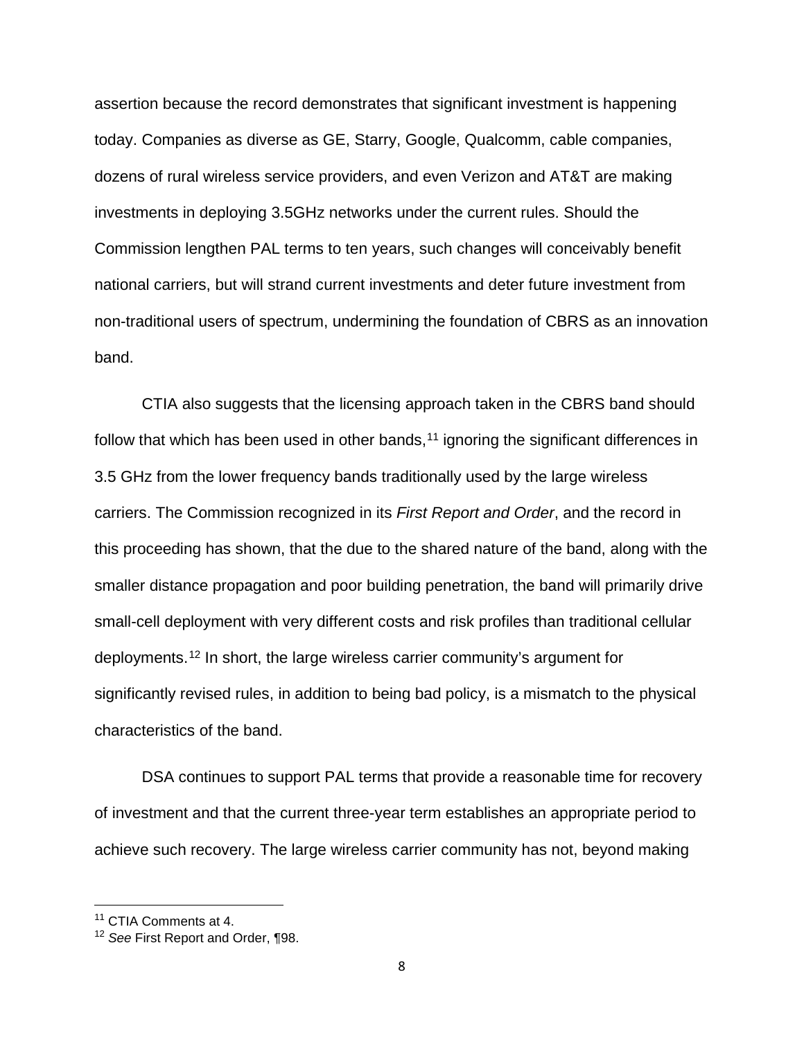assertion because the record demonstrates that significant investment is happening today. Companies as diverse as GE, Starry, Google, Qualcomm, cable companies, dozens of rural wireless service providers, and even Verizon and AT&T are making investments in deploying 3.5GHz networks under the current rules. Should the Commission lengthen PAL terms to ten years, such changes will conceivably benefit national carriers, but will strand current investments and deter future investment from non-traditional users of spectrum, undermining the foundation of CBRS as an innovation band.

CTIA also suggests that the licensing approach taken in the CBRS band should follow that which has been used in other bands,[11] ignoring the significant differences in 3.5 GHz from the lower frequency bands traditionally used by the large wireless carriers. The Commission recognized in its *First Report and Order*, and the record in this proceeding has shown, that the due to the shared nature of the band, along with the smaller distance propagation and poor building penetration, the band will primarily drive small-cell deployment with very different costs and risk profiles than traditional cellular deployments.[12] In short, the large wireless carrier community's argument for significantly revised rules, in addition to being bad policy, is a mismatch to the physical characteristics of the band.

DSA continues to support PAL terms that provide a reasonable time for recovery of investment and that the current three-year term establishes an appropriate period to achieve such recovery. The large wireless carrier community has not, beyond making

[11] CTIA Comments at 4.

[12] *See* First Report and Order, ¶98.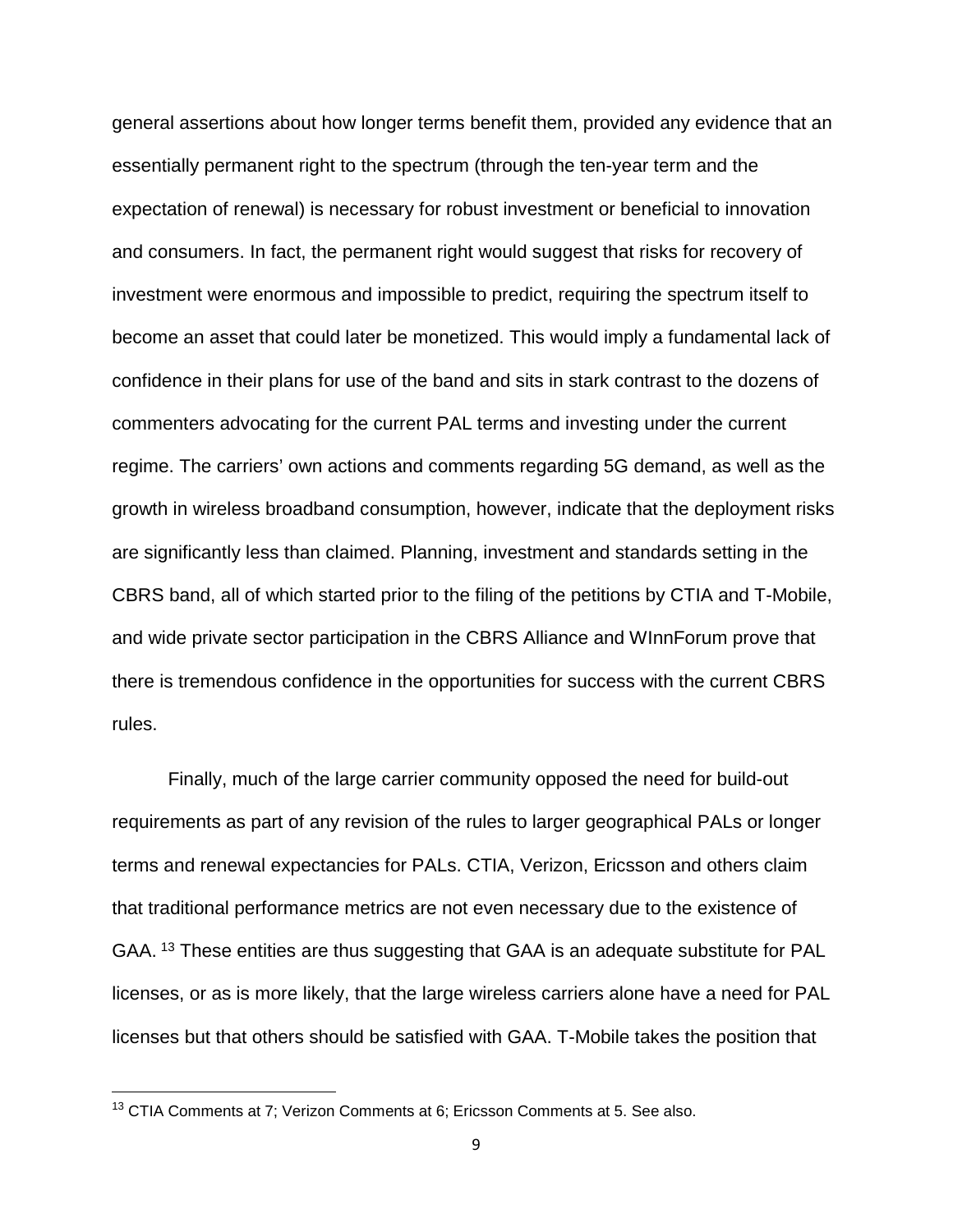general assertions about how longer terms benefit them, provided any evidence that an essentially permanent right to the spectrum (through the ten-year term and the expectation of renewal) is necessary for robust investment or beneficial to innovation and consumers. In fact, the permanent right would suggest that risks for recovery of investment were enormous and impossible to predict, requiring the spectrum itself to become an asset that could later be monetized. This would imply a fundamental lack of confidence in their plans for use of the band and sits in stark contrast to the dozens of commenters advocating for the current PAL terms and investing under the current regime. The carriers' own actions and comments regarding 5G demand, as well as the growth in wireless broadband consumption, however, indicate that the deployment risks are significantly less than claimed. Planning, investment and standards setting in the CBRS band, all of which started prior to the filing of the petitions by CTIA and T-Mobile, and wide private sector participation in the CBRS Alliance and WInnForum prove that there is tremendous confidence in the opportunities for success with the current CBRS rules.

Finally, much of the large carrier community opposed the need for build-out requirements as part of any revision of the rules to larger geographical PALs or longer terms and renewal expectancies for PALs. CTIA, Verizon, Ericsson and others claim that traditional performance metrics are not even necessary due to the existence of GAA. [13] These entities are thus suggesting that GAA is an adequate substitute for PAL licenses, or as is more likely, that the large wireless carriers alone have a need for PAL licenses but that others should be satisfied with GAA. T-Mobile takes the position that

---

[13] CTIA Comments at 7; Verizon Comments at 6; Ericsson Comments at 5. See also.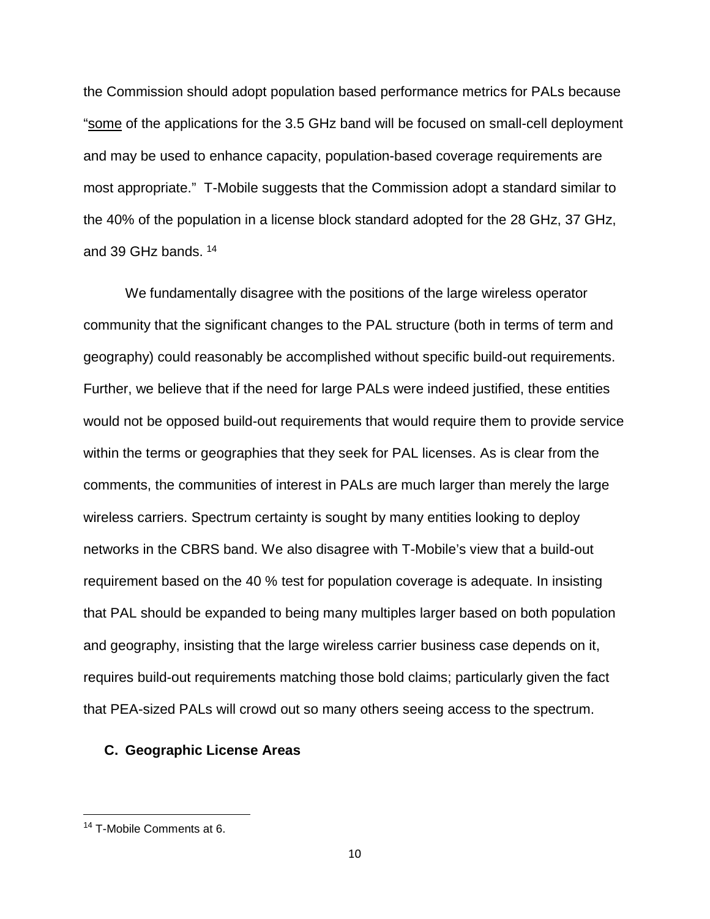the Commission should adopt population based performance metrics for PALs because "<u>some</u> of the applications for the 3.5 GHz band will be focused on small-cell deployment and may be used to enhance capacity, population-based coverage requirements are most appropriate." T-Mobile suggests that the Commission adopt a standard similar to the 40% of the population in a license block standard adopted for the 28 GHz, 37 GHz, and 39 GHz bands. [14]

We fundamentally disagree with the positions of the large wireless operator community that the significant changes to the PAL structure (both in terms of term and geography) could reasonably be accomplished without specific build-out requirements. Further, we believe that if the need for large PALs were indeed justified, these entities would not be opposed build-out requirements that would require them to provide service within the terms or geographies that they seek for PAL licenses. As is clear from the comments, the communities of interest in PALs are much larger than merely the large wireless carriers. Spectrum certainty is sought by many entities looking to deploy networks in the CBRS band. We also disagree with T-Mobile's view that a build-out requirement based on the 40 % test for population coverage is adequate. In insisting that PAL should be expanded to being many multiples larger based on both population and geography, insisting that the large wireless carrier business case depends on it, requires build-out requirements matching those bold claims; particularly given the fact that PEA-sized PALs will crowd out so many others seeing access to the spectrum.

### C. Geographic License Areas

---

[14] T-Mobile Comments at 6.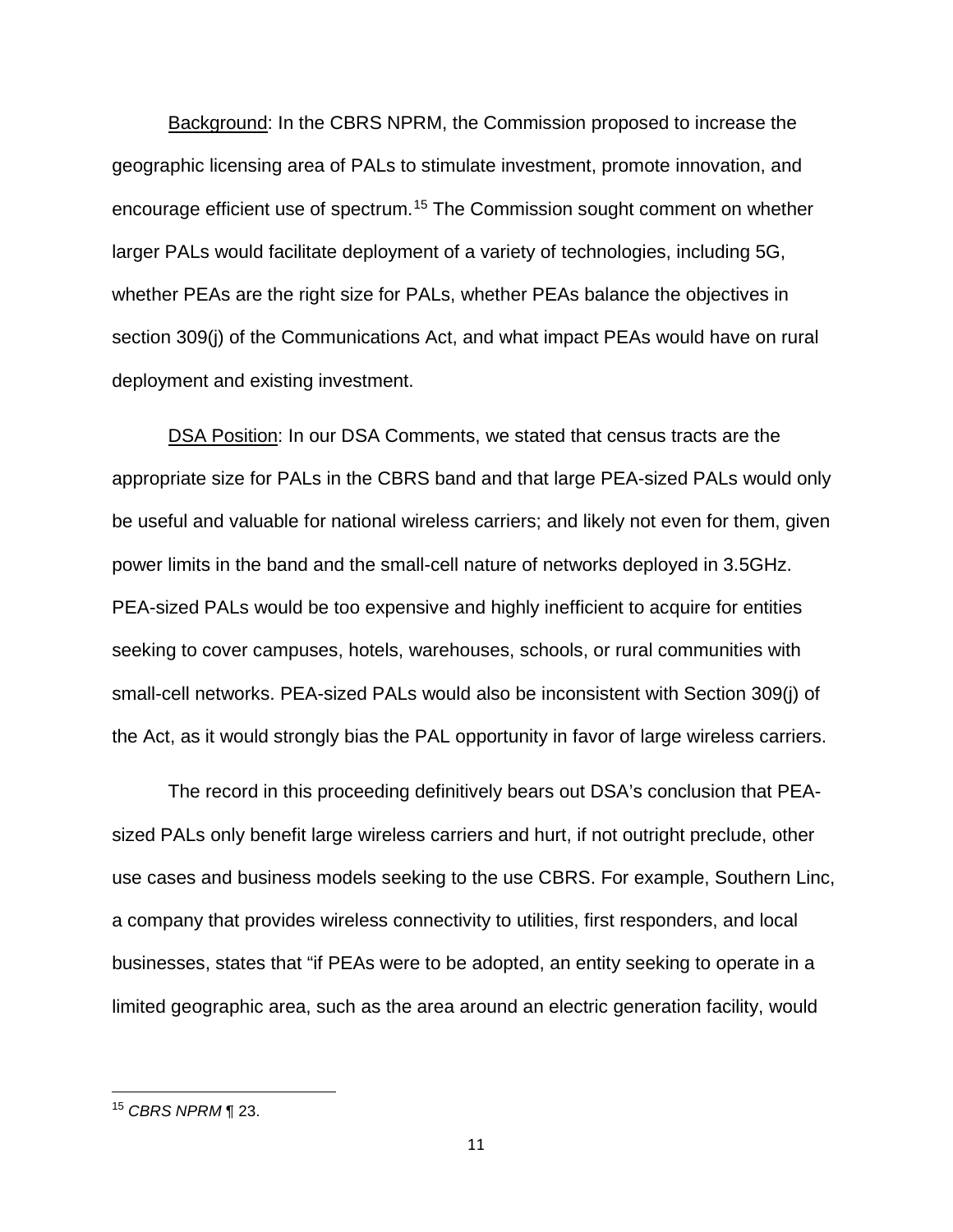Background: In the CBRS NPRM, the Commission proposed to increase the geographic licensing area of PALs to stimulate investment, promote innovation, and encourage efficient use of spectrum.[15] The Commission sought comment on whether larger PALs would facilitate deployment of a variety of technologies, including 5G, whether PEAs are the right size for PALs, whether PEAs balance the objectives in section 309(j) of the Communications Act, and what impact PEAs would have on rural deployment and existing investment.

DSA Position: In our DSA Comments, we stated that census tracts are the appropriate size for PALs in the CBRS band and that large PEA-sized PALs would only be useful and valuable for national wireless carriers; and likely not even for them, given power limits in the band and the small-cell nature of networks deployed in 3.5GHz. PEA-sized PALs would be too expensive and highly inefficient to acquire for entities seeking to cover campuses, hotels, warehouses, schools, or rural communities with small-cell networks. PEA-sized PALs would also be inconsistent with Section 309(j) of the Act, as it would strongly bias the PAL opportunity in favor of large wireless carriers.

The record in this proceeding definitively bears out DSA's conclusion that PEA-sized PALs only benefit large wireless carriers and hurt, if not outright preclude, other use cases and business models seeking to the use CBRS. For example, Southern Linc, a company that provides wireless connectivity to utilities, first responders, and local businesses, states that "if PEAs were to be adopted, an entity seeking to operate in a limited geographic area, such as the area around an electric generation facility, would

[15] *CBRS NPRM* ¶ 23.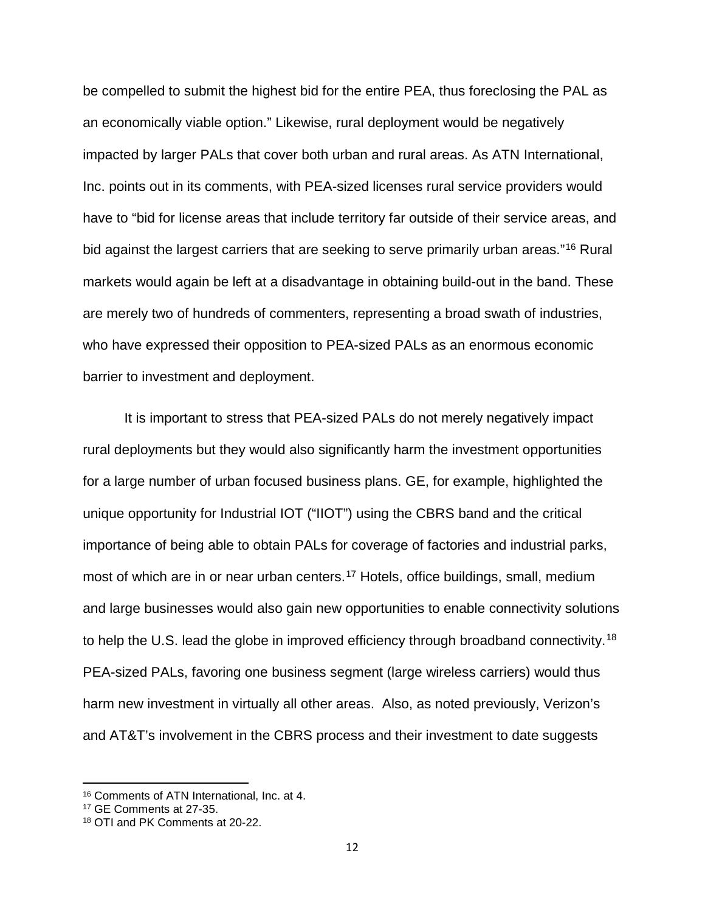be compelled to submit the highest bid for the entire PEA, thus foreclosing the PAL as an economically viable option." Likewise, rural deployment would be negatively impacted by larger PALs that cover both urban and rural areas. As ATN International, Inc. points out in its comments, with PEA-sized licenses rural service providers would have to "bid for license areas that include territory far outside of their service areas, and bid against the largest carriers that are seeking to serve primarily urban areas."[16] Rural markets would again be left at a disadvantage in obtaining build-out in the band. These are merely two of hundreds of commenters, representing a broad swath of industries, who have expressed their opposition to PEA-sized PALs as an enormous economic barrier to investment and deployment.

It is important to stress that PEA-sized PALs do not merely negatively impact rural deployments but they would also significantly harm the investment opportunities for a large number of urban focused business plans. GE, for example, highlighted the unique opportunity for Industrial IOT ("IIOT") using the CBRS band and the critical importance of being able to obtain PALs for coverage of factories and industrial parks, most of which are in or near urban centers.[17] Hotels, office buildings, small, medium and large businesses would also gain new opportunities to enable connectivity solutions to help the U.S. lead the globe in improved efficiency through broadband connectivity.[18] PEA-sized PALs, favoring one business segment (large wireless carriers) would thus harm new investment in virtually all other areas. Also, as noted previously, Verizon's and AT&T's involvement in the CBRS process and their investment to date suggests

---

[16] Comments of ATN International, Inc. at 4.

[17] GE Comments at 27-35.

[18] OTI and PK Comments at 20-22.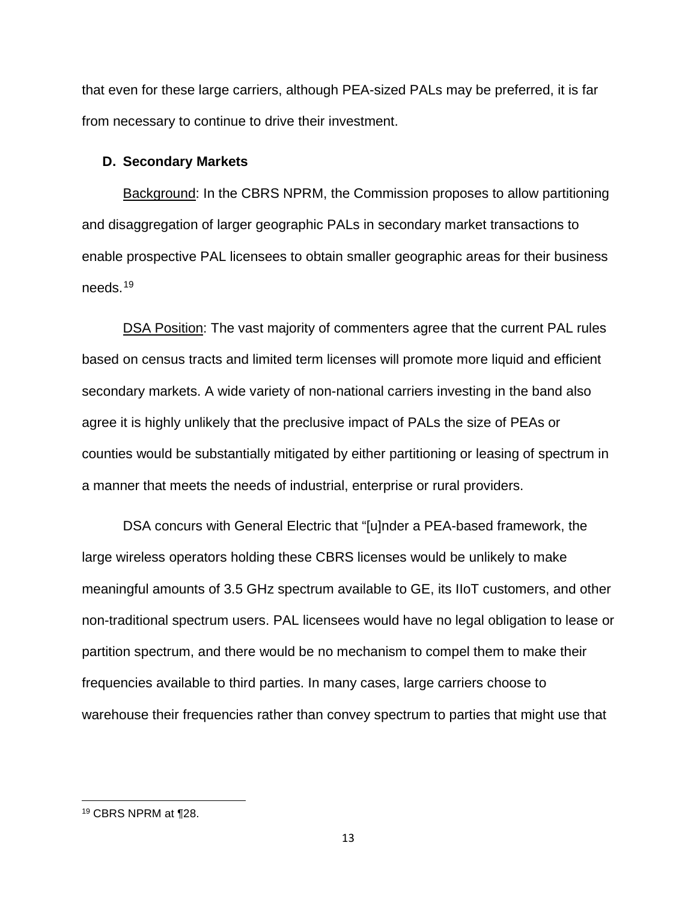that even for these large carriers, although PEA-sized PALs may be preferred, it is far from necessary to continue to drive their investment.

### D. Secondary Markets

Background: In the CBRS NPRM, the Commission proposes to allow partitioning and disaggregation of larger geographic PALs in secondary market transactions to enable prospective PAL licensees to obtain smaller geographic areas for their business needs.[19]

DSA Position: The vast majority of commenters agree that the current PAL rules based on census tracts and limited term licenses will promote more liquid and efficient secondary markets. A wide variety of non-national carriers investing in the band also agree it is highly unlikely that the preclusive impact of PALs the size of PEAs or counties would be substantially mitigated by either partitioning or leasing of spectrum in a manner that meets the needs of industrial, enterprise or rural providers.

DSA concurs with General Electric that "[u]nder a PEA-based framework, the large wireless operators holding these CBRS licenses would be unlikely to make meaningful amounts of 3.5 GHz spectrum available to GE, its IIoT customers, and other non-traditional spectrum users. PAL licensees would have no legal obligation to lease or partition spectrum, and there would be no mechanism to compel them to make their frequencies available to third parties. In many cases, large carriers choose to warehouse their frequencies rather than convey spectrum to parties that might use that

---

[19] CBRS NPRM at ¶28.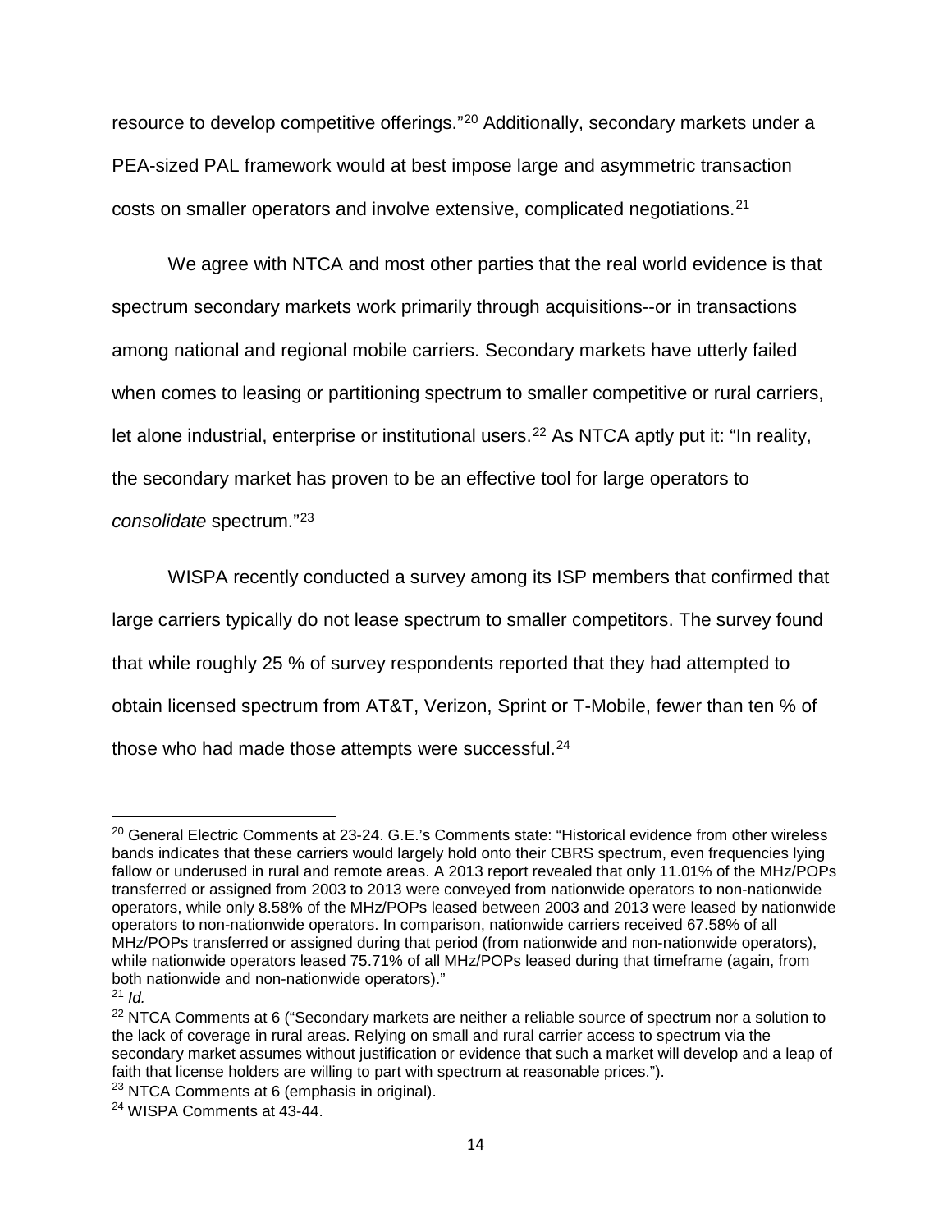resource to develop competitive offerings."[20] Additionally, secondary markets under a PEA-sized PAL framework would at best impose large and asymmetric transaction costs on smaller operators and involve extensive, complicated negotiations.[21]

We agree with NTCA and most other parties that the real world evidence is that spectrum secondary markets work primarily through acquisitions--or in transactions among national and regional mobile carriers. Secondary markets have utterly failed when comes to leasing or partitioning spectrum to smaller competitive or rural carriers, let alone industrial, enterprise or institutional users.[22] As NTCA aptly put it: "In reality, the secondary market has proven to be an effective tool for large operators to *consolidate* spectrum."[23]

WISPA recently conducted a survey among its ISP members that confirmed that large carriers typically do not lease spectrum to smaller competitors. The survey found that while roughly 25 % of survey respondents reported that they had attempted to obtain licensed spectrum from AT&T, Verizon, Sprint or T-Mobile, fewer than ten % of those who had made those attempts were successful.[24]

---

[20] General Electric Comments at 23-24. G.E.'s Comments state: "Historical evidence from other wireless bands indicates that these carriers would largely hold onto their CBRS spectrum, even frequencies lying fallow or underused in rural and remote areas. A 2013 report revealed that only 11.01% of the MHz/POPs transferred or assigned from 2003 to 2013 were conveyed from nationwide operators to non-nationwide operators, while only 8.58% of the MHz/POPs leased between 2003 and 2013 were leased by nationwide operators to non-nationwide operators. In comparison, nationwide carriers received 67.58% of all MHz/POPs transferred or assigned during that period (from nationwide and non-nationwide operators), while nationwide operators leased 75.71% of all MHz/POPs leased during that timeframe (again, from both nationwide and non-nationwide operators)."

[21] *Id.*

[22] NTCA Comments at 6 ("Secondary markets are neither a reliable source of spectrum nor a solution to the lack of coverage in rural areas. Relying on small and rural carrier access to spectrum via the secondary market assumes without justification or evidence that such a market will develop and a leap of faith that license holders are willing to part with spectrum at reasonable prices.").

[23] NTCA Comments at 6 (emphasis in original).

[24] WISPA Comments at 43-44.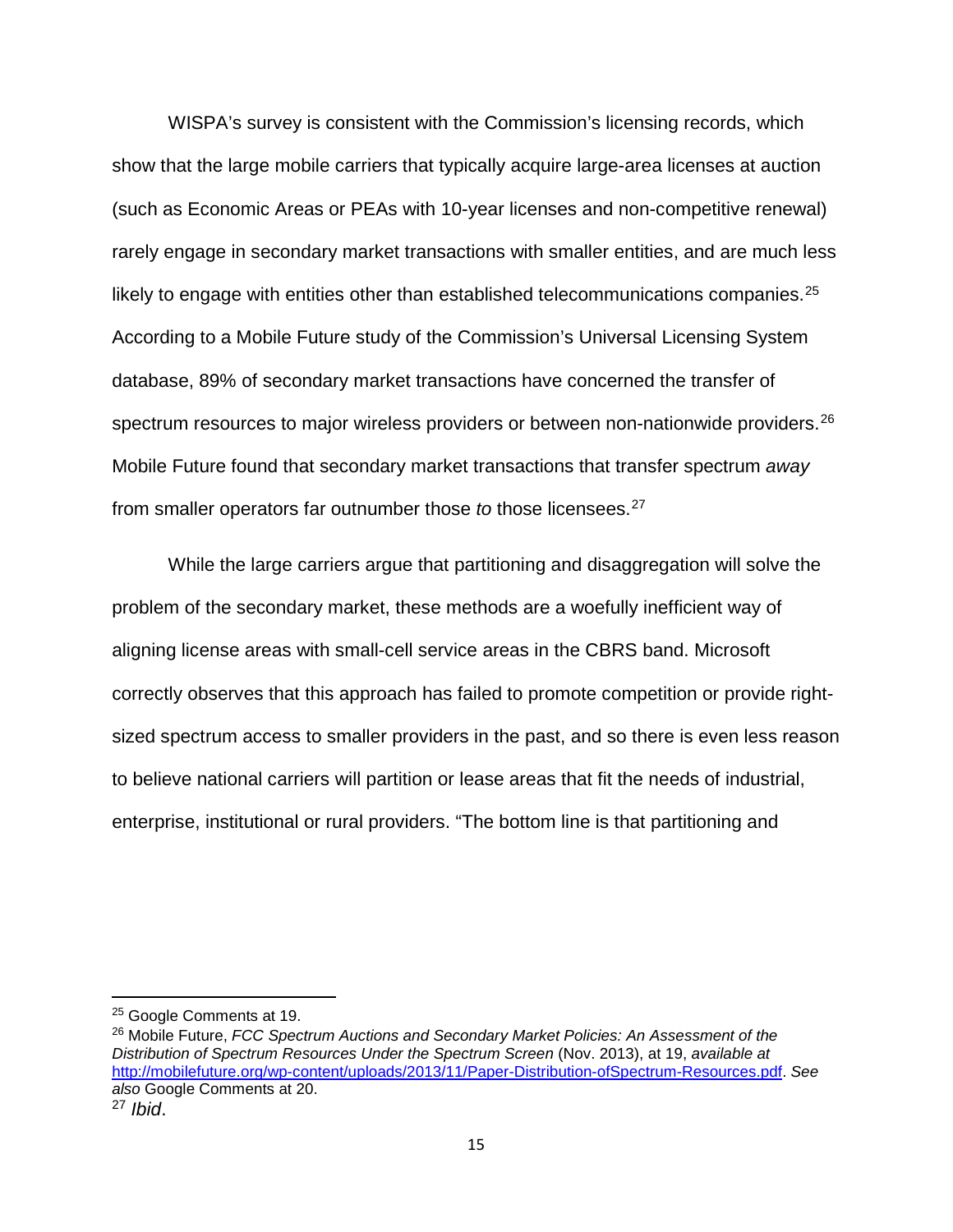WISPA's survey is consistent with the Commission's licensing records, which show that the large mobile carriers that typically acquire large-area licenses at auction (such as Economic Areas or PEAs with 10-year licenses and non-competitive renewal) rarely engage in secondary market transactions with smaller entities, and are much less likely to engage with entities other than established telecommunications companies.[25] According to a Mobile Future study of the Commission's Universal Licensing System database, 89% of secondary market transactions have concerned the transfer of spectrum resources to major wireless providers or between non-nationwide providers.[26] Mobile Future found that secondary market transactions that transfer spectrum *away* from smaller operators far outnumber those *to* those licensees.[27]

While the large carriers argue that partitioning and disaggregation will solve the problem of the secondary market, these methods are a woefully inefficient way of aligning license areas with small-cell service areas in the CBRS band. Microsoft correctly observes that this approach has failed to promote competition or provide right-sized spectrum access to smaller providers in the past, and so there is even less reason to believe national carriers will partition or lease areas that fit the needs of industrial, enterprise, institutional or rural providers. "The bottom line is that partitioning and

---

[25] Google Comments at 19.

[26] Mobile Future, *FCC Spectrum Auctions and Secondary Market Policies: An Assessment of the Distribution of Spectrum Resources Under the Spectrum Screen* (Nov. 2013), at 19, *available at* http://mobilefuture.org/wp-content/uploads/2013/11/Paper-Distribution-ofSpectrum-Resources.pdf. *See also* Google Comments at 20.

[27] *Ibid*.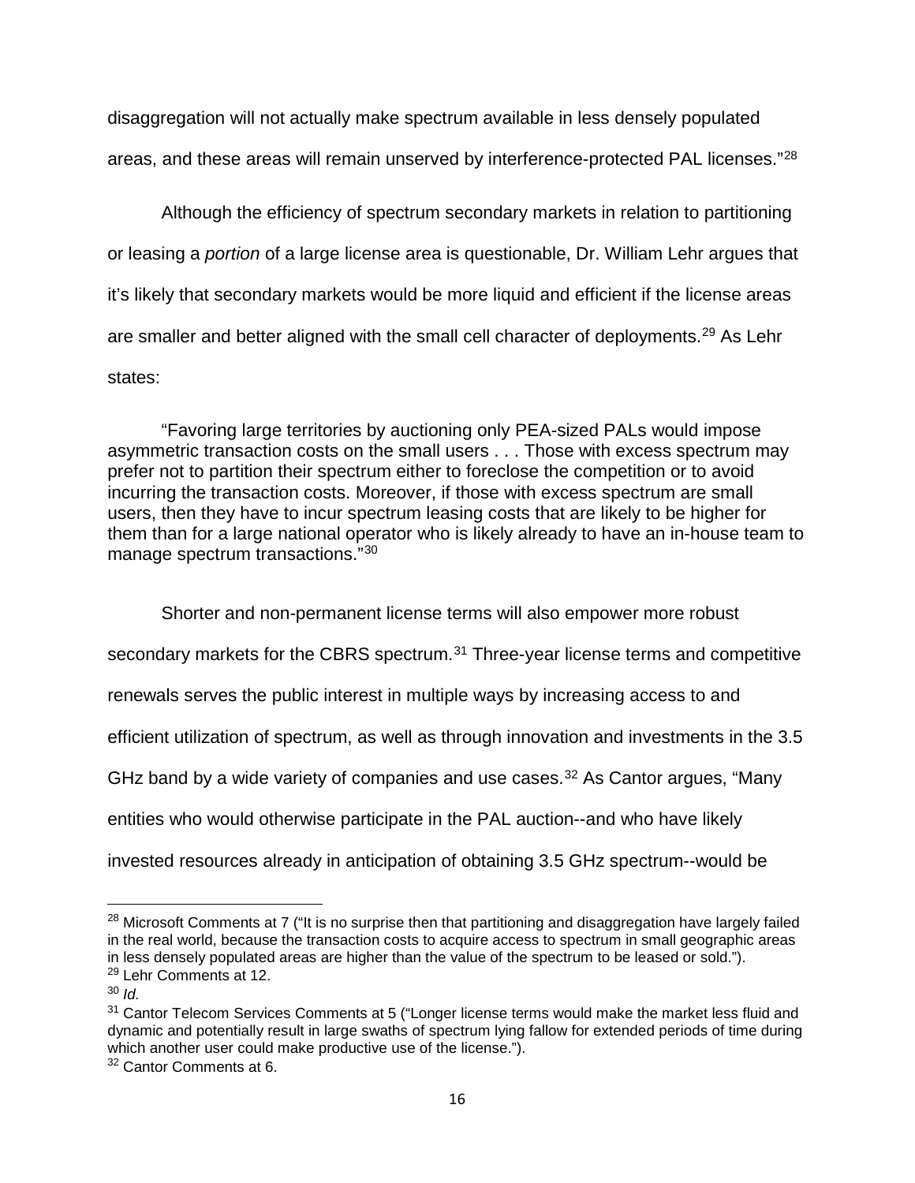disaggregation will not actually make spectrum available in less densely populated areas, and these areas will remain unserved by interference-protected PAL licenses."[28]

Although the efficiency of spectrum secondary markets in relation to partitioning or leasing a *portion* of a large license area is questionable, Dr. William Lehr argues that it's likely that secondary markets would be more liquid and efficient if the license areas are smaller and better aligned with the small cell character of deployments.[29] As Lehr states:

> "Favoring large territories by auctioning only PEA-sized PALs would impose asymmetric transaction costs on the small users . . . Those with excess spectrum may prefer not to partition their spectrum either to foreclose the competition or to avoid incurring the transaction costs. Moreover, if those with excess spectrum are small users, then they have to incur spectrum leasing costs that are likely to be higher for them than for a large national operator who is likely already to have an in-house team to manage spectrum transactions."[30]

Shorter and non-permanent license terms will also empower more robust secondary markets for the CBRS spectrum.[31] Three-year license terms and competitive renewals serves the public interest in multiple ways by increasing access to and efficient utilization of spectrum, as well as through innovation and investments in the 3.5 GHz band by a wide variety of companies and use cases.[32] As Cantor argues, "Many entities who would otherwise participate in the PAL auction--and who have likely invested resources already in anticipation of obtaining 3.5 GHz spectrum--would be

---

[28] Microsoft Comments at 7 ("It is no surprise then that partitioning and disaggregation have largely failed in the real world, because the transaction costs to acquire access to spectrum in small geographic areas in less densely populated areas are higher than the value of the spectrum to be leased or sold.").

[29] Lehr Comments at 12.

[30] *Id.*

[31] Cantor Telecom Services Comments at 5 ("Longer license terms would make the market less fluid and dynamic and potentially result in large swaths of spectrum lying fallow for extended periods of time during which another user could make productive use of the license.").

[32] Cantor Comments at 6.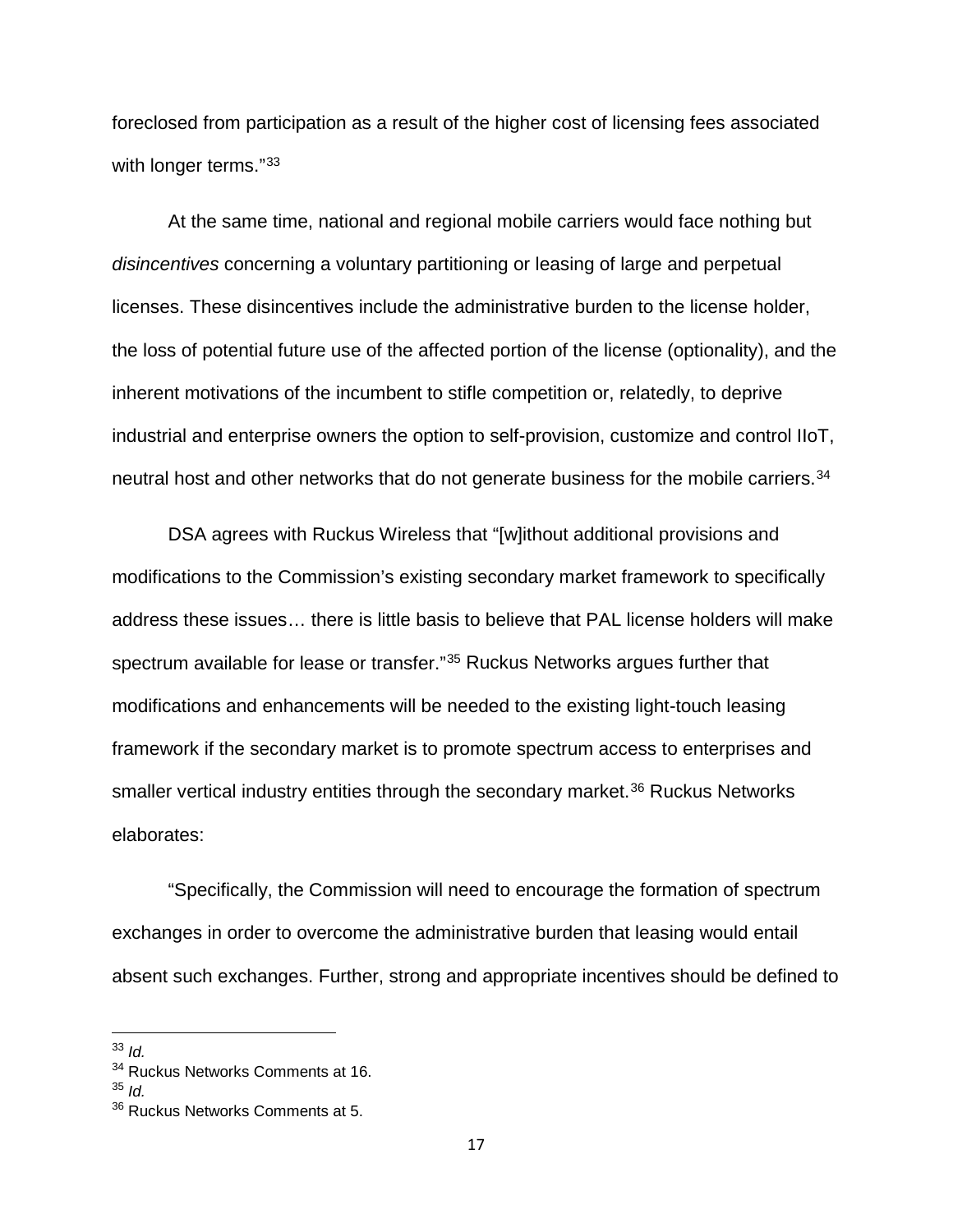foreclosed from participation as a result of the higher cost of licensing fees associated with longer terms."[33]

At the same time, national and regional mobile carriers would face nothing but *disincentives* concerning a voluntary partitioning or leasing of large and perpetual licenses. These disincentives include the administrative burden to the license holder, the loss of potential future use of the affected portion of the license (optionality), and the inherent motivations of the incumbent to stifle competition or, relatedly, to deprive industrial and enterprise owners the option to self-provision, customize and control IIoT, neutral host and other networks that do not generate business for the mobile carriers.[34]

DSA agrees with Ruckus Wireless that "[w]ithout additional provisions and modifications to the Commission's existing secondary market framework to specifically address these issues… there is little basis to believe that PAL license holders will make spectrum available for lease or transfer."[35] Ruckus Networks argues further that modifications and enhancements will be needed to the existing light-touch leasing framework if the secondary market is to promote spectrum access to enterprises and smaller vertical industry entities through the secondary market.[36] Ruckus Networks elaborates:

"Specifically, the Commission will need to encourage the formation of spectrum exchanges in order to overcome the administrative burden that leasing would entail absent such exchanges. Further, strong and appropriate incentives should be defined to

---

[33] *Id.*

[34] Ruckus Networks Comments at 16.

[35] *Id.*

[36] Ruckus Networks Comments at 5.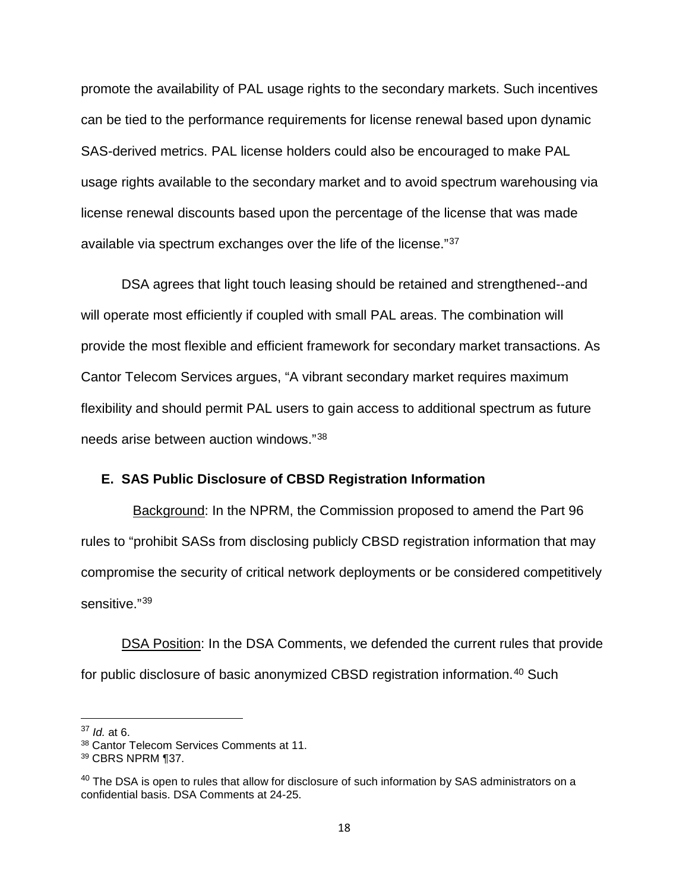promote the availability of PAL usage rights to the secondary markets. Such incentives can be tied to the performance requirements for license renewal based upon dynamic SAS-derived metrics. PAL license holders could also be encouraged to make PAL usage rights available to the secondary market and to avoid spectrum warehousing via license renewal discounts based upon the percentage of the license that was made available via spectrum exchanges over the life of the license."[37]

DSA agrees that light touch leasing should be retained and strengthened--and will operate most efficiently if coupled with small PAL areas. The combination will provide the most flexible and efficient framework for secondary market transactions. As Cantor Telecom Services argues, "A vibrant secondary market requires maximum flexibility and should permit PAL users to gain access to additional spectrum as future needs arise between auction windows."[38]

### E. SAS Public Disclosure of CBSD Registration Information

Background: In the NPRM, the Commission proposed to amend the Part 96 rules to "prohibit SASs from disclosing publicly CBSD registration information that may compromise the security of critical network deployments or be considered competitively sensitive."[39]

DSA Position: In the DSA Comments, we defended the current rules that provide for public disclosure of basic anonymized CBSD registration information.[40] Such

---

[37] *Id.* at 6.

[38] Cantor Telecom Services Comments at 11.

[39] CBRS NPRM ¶37.

[40] The DSA is open to rules that allow for disclosure of such information by SAS administrators on a confidential basis. DSA Comments at 24-25.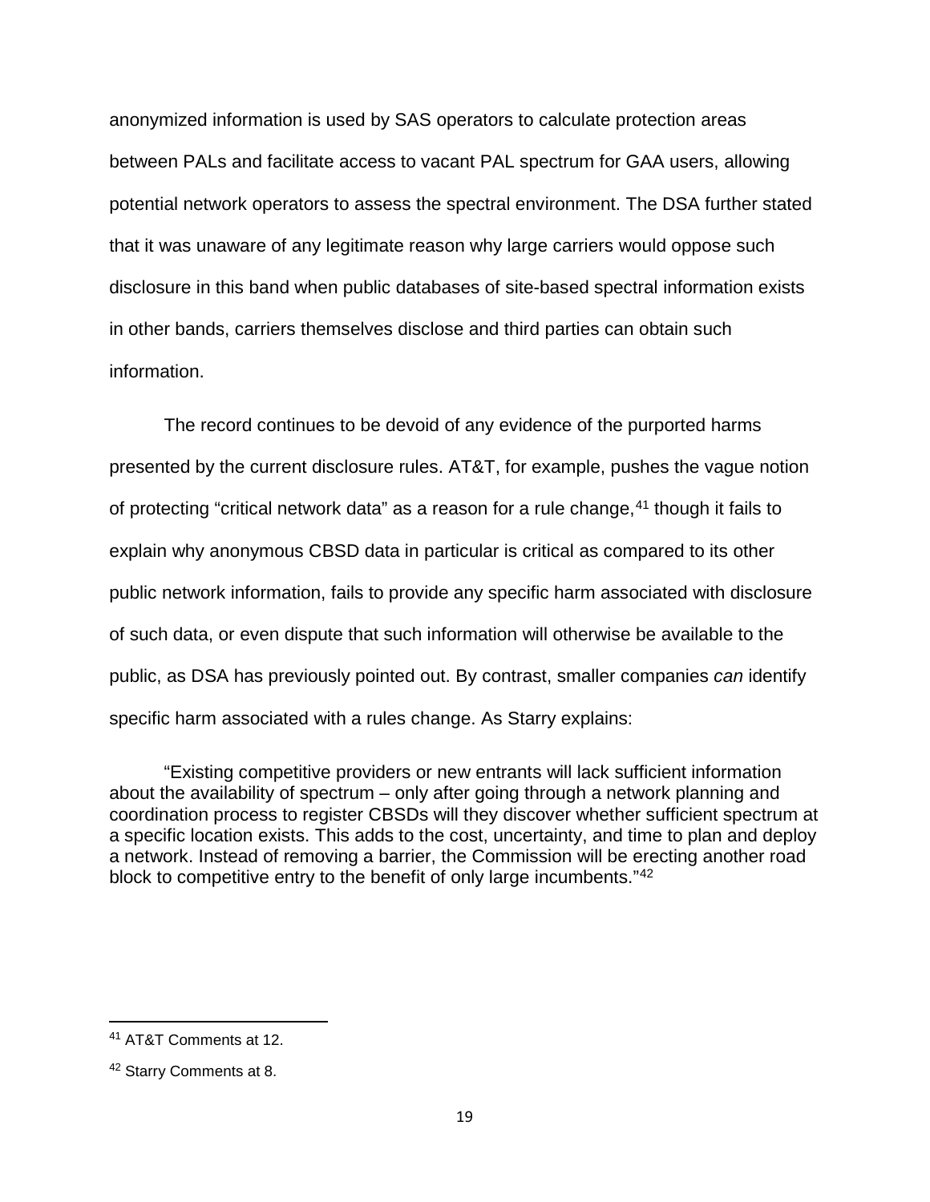anonymized information is used by SAS operators to calculate protection areas between PALs and facilitate access to vacant PAL spectrum for GAA users, allowing potential network operators to assess the spectral environment. The DSA further stated that it was unaware of any legitimate reason why large carriers would oppose such disclosure in this band when public databases of site-based spectral information exists in other bands, carriers themselves disclose and third parties can obtain such information.

The record continues to be devoid of any evidence of the purported harms presented by the current disclosure rules. AT&T, for example, pushes the vague notion of protecting "critical network data" as a reason for a rule change,[41] though it fails to explain why anonymous CBSD data in particular is critical as compared to its other public network information, fails to provide any specific harm associated with disclosure of such data, or even dispute that such information will otherwise be available to the public, as DSA has previously pointed out. By contrast, smaller companies *can* identify specific harm associated with a rules change. As Starry explains:

> "Existing competitive providers or new entrants will lack sufficient information about the availability of spectrum – only after going through a network planning and coordination process to register CBSDs will they discover whether sufficient spectrum at a specific location exists. This adds to the cost, uncertainty, and time to plan and deploy a network. Instead of removing a barrier, the Commission will be erecting another road block to competitive entry to the benefit of only large incumbents."[42]

---

[41] AT&T Comments at 12.

[42] Starry Comments at 8.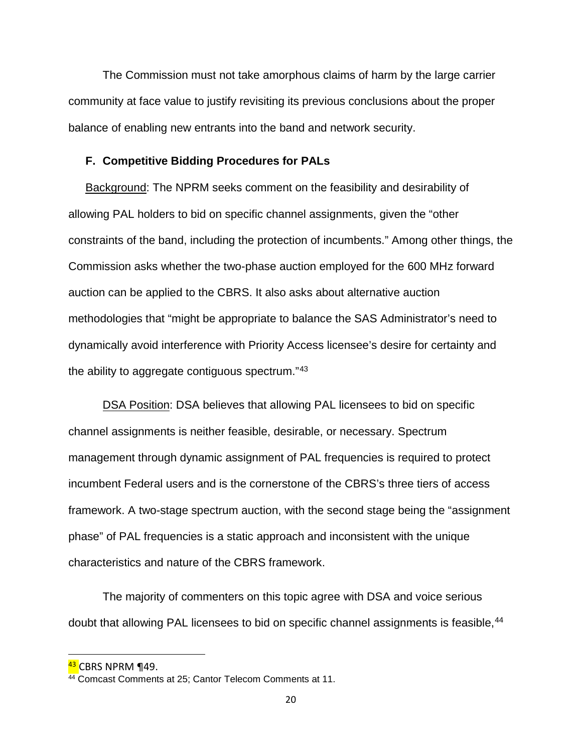The Commission must not take amorphous claims of harm by the large carrier community at face value to justify revisiting its previous conclusions about the proper balance of enabling new entrants into the band and network security.

### F. Competitive Bidding Procedures for PALs

Background: The NPRM seeks comment on the feasibility and desirability of allowing PAL holders to bid on specific channel assignments, given the "other constraints of the band, including the protection of incumbents." Among other things, the Commission asks whether the two-phase auction employed for the 600 MHz forward auction can be applied to the CBRS. It also asks about alternative auction methodologies that "might be appropriate to balance the SAS Administrator's need to dynamically avoid interference with Priority Access licensee's desire for certainty and the ability to aggregate contiguous spectrum."[43]

DSA Position: DSA believes that allowing PAL licensees to bid on specific channel assignments is neither feasible, desirable, or necessary. Spectrum management through dynamic assignment of PAL frequencies is required to protect incumbent Federal users and is the cornerstone of the CBRS's three tiers of access framework. A two-stage spectrum auction, with the second stage being the "assignment phase" of PAL frequencies is a static approach and inconsistent with the unique characteristics and nature of the CBRS framework.

The majority of commenters on this topic agree with DSA and voice serious doubt that allowing PAL licensees to bid on specific channel assignments is feasible,[44]

---

[43] CBRS NPRM ¶49.

[44] Comcast Comments at 25; Cantor Telecom Comments at 11.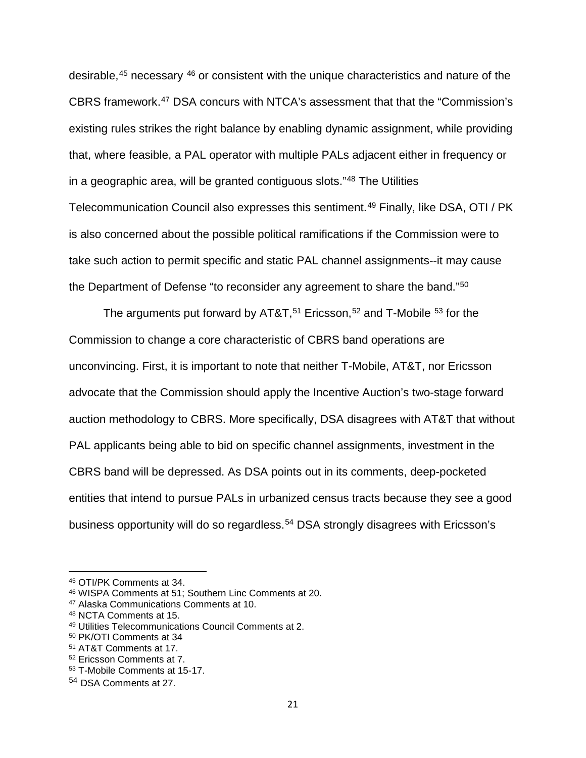desirable,[45] necessary [46] or consistent with the unique characteristics and nature of the CBRS framework.[47] DSA concurs with NTCA's assessment that that the "Commission's existing rules strikes the right balance by enabling dynamic assignment, while providing that, where feasible, a PAL operator with multiple PALs adjacent either in frequency or in a geographic area, will be granted contiguous slots."[48] The Utilities Telecommunication Council also expresses this sentiment.[49] Finally, like DSA, OTI / PK is also concerned about the possible political ramifications if the Commission were to take such action to permit specific and static PAL channel assignments--it may cause the Department of Defense "to reconsider any agreement to share the band."[50]

The arguments put forward by AT&T,[51] Ericsson,[52] and T-Mobile [53] for the Commission to change a core characteristic of CBRS band operations are unconvincing. First, it is important to note that neither T-Mobile, AT&T, nor Ericsson advocate that the Commission should apply the Incentive Auction's two-stage forward auction methodology to CBRS. More specifically, DSA disagrees with AT&T that without PAL applicants being able to bid on specific channel assignments, investment in the CBRS band will be depressed. As DSA points out in its comments, deep-pocketed entities that intend to pursue PALs in urbanized census tracts because they see a good business opportunity will do so regardless.[54] DSA strongly disagrees with Ericsson's

---

[45] OTI/PK Comments at 34.

[46] WISPA Comments at 51; Southern Linc Comments at 20.

[47] Alaska Communications Comments at 10.

[48] NCTA Comments at 15.

[49] Utilities Telecommunications Council Comments at 2.

[50] PK/OTI Comments at 34

[51] AT&T Comments at 17.

[52] Ericsson Comments at 7.

[53] T-Mobile Comments at 15-17.

[54] DSA Comments at 27.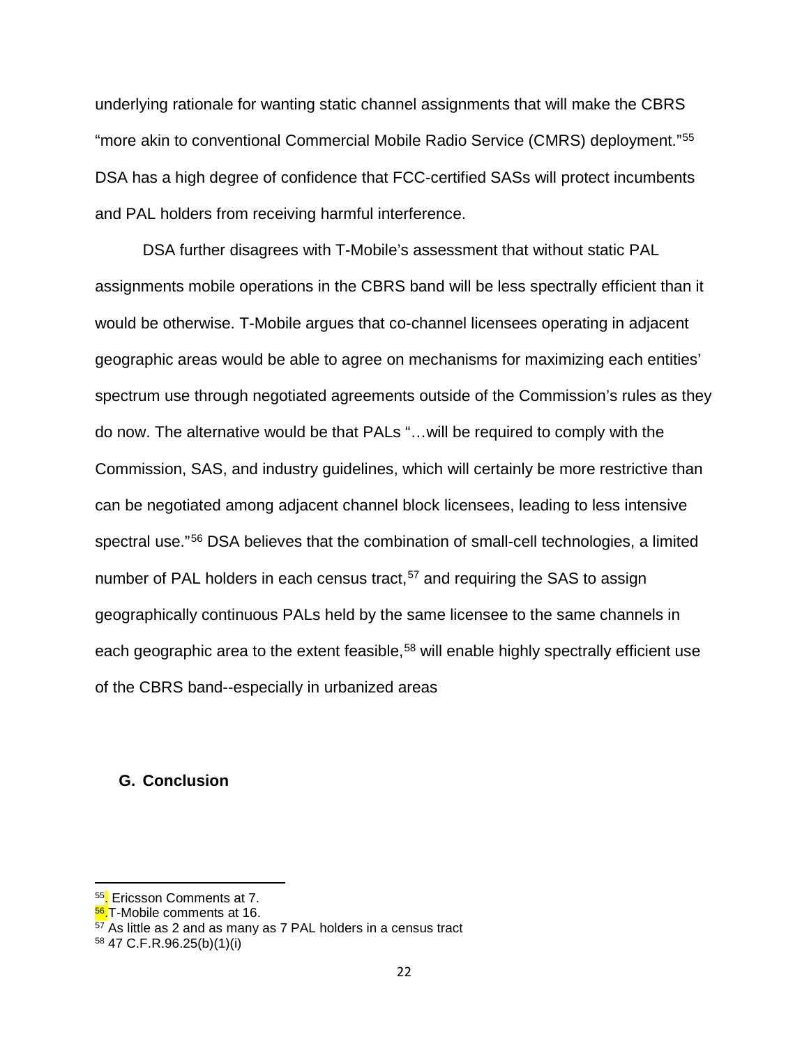underlying rationale for wanting static channel assignments that will make the CBRS "more akin to conventional Commercial Mobile Radio Service (CMRS) deployment."[55] DSA has a high degree of confidence that FCC-certified SASs will protect incumbents and PAL holders from receiving harmful interference.

DSA further disagrees with T-Mobile's assessment that without static PAL assignments mobile operations in the CBRS band will be less spectrally efficient than it would be otherwise. T-Mobile argues that co-channel licensees operating in adjacent geographic areas would be able to agree on mechanisms for maximizing each entities' spectrum use through negotiated agreements outside of the Commission's rules as they do now. The alternative would be that PALs "…will be required to comply with the Commission, SAS, and industry guidelines, which will certainly be more restrictive than can be negotiated among adjacent channel block licensees, leading to less intensive spectral use."[56] DSA believes that the combination of small-cell technologies, a limited number of PAL holders in each census tract,[57] and requiring the SAS to assign geographically continuous PALs held by the same licensee to the same channels in each geographic area to the extent feasible,[58] will enable highly spectrally efficient use of the CBRS band--especially in urbanized areas

## G. Conclusion

---

[55]. Ericsson Comments at 7.

[56].T-Mobile comments at 16.

[57] As little as 2 and as many as 7 PAL holders in a census tract

[58] 47 C.F.R.96.25(b)(1)(i)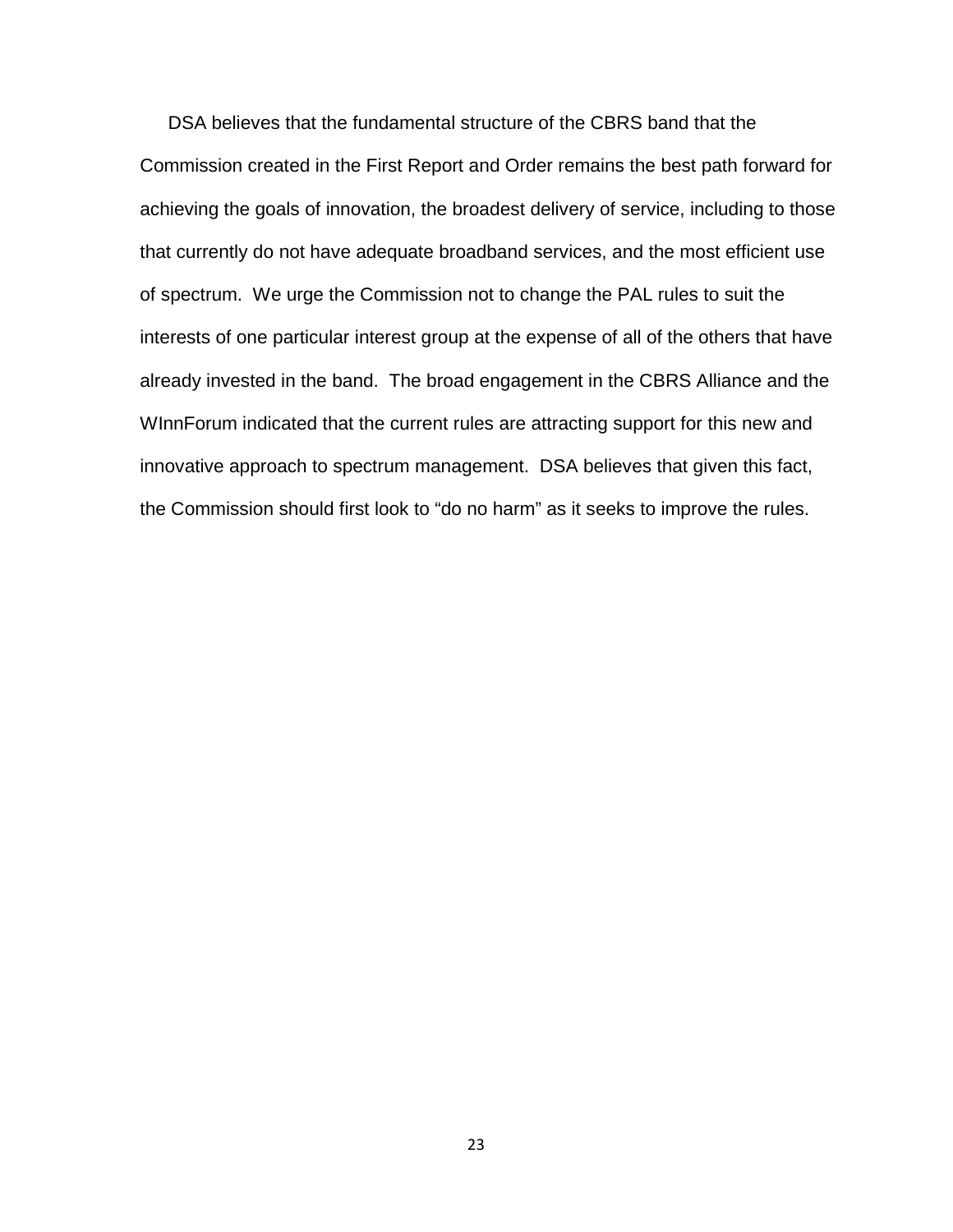DSA believes that the fundamental structure of the CBRS band that the Commission created in the First Report and Order remains the best path forward for achieving the goals of innovation, the broadest delivery of service, including to those that currently do not have adequate broadband services, and the most efficient use of spectrum. We urge the Commission not to change the PAL rules to suit the interests of one particular interest group at the expense of all of the others that have already invested in the band. The broad engagement in the CBRS Alliance and the WInnForum indicated that the current rules are attracting support for this new and innovative approach to spectrum management. DSA believes that given this fact, the Commission should first look to "do no harm" as it seeks to improve the rules.